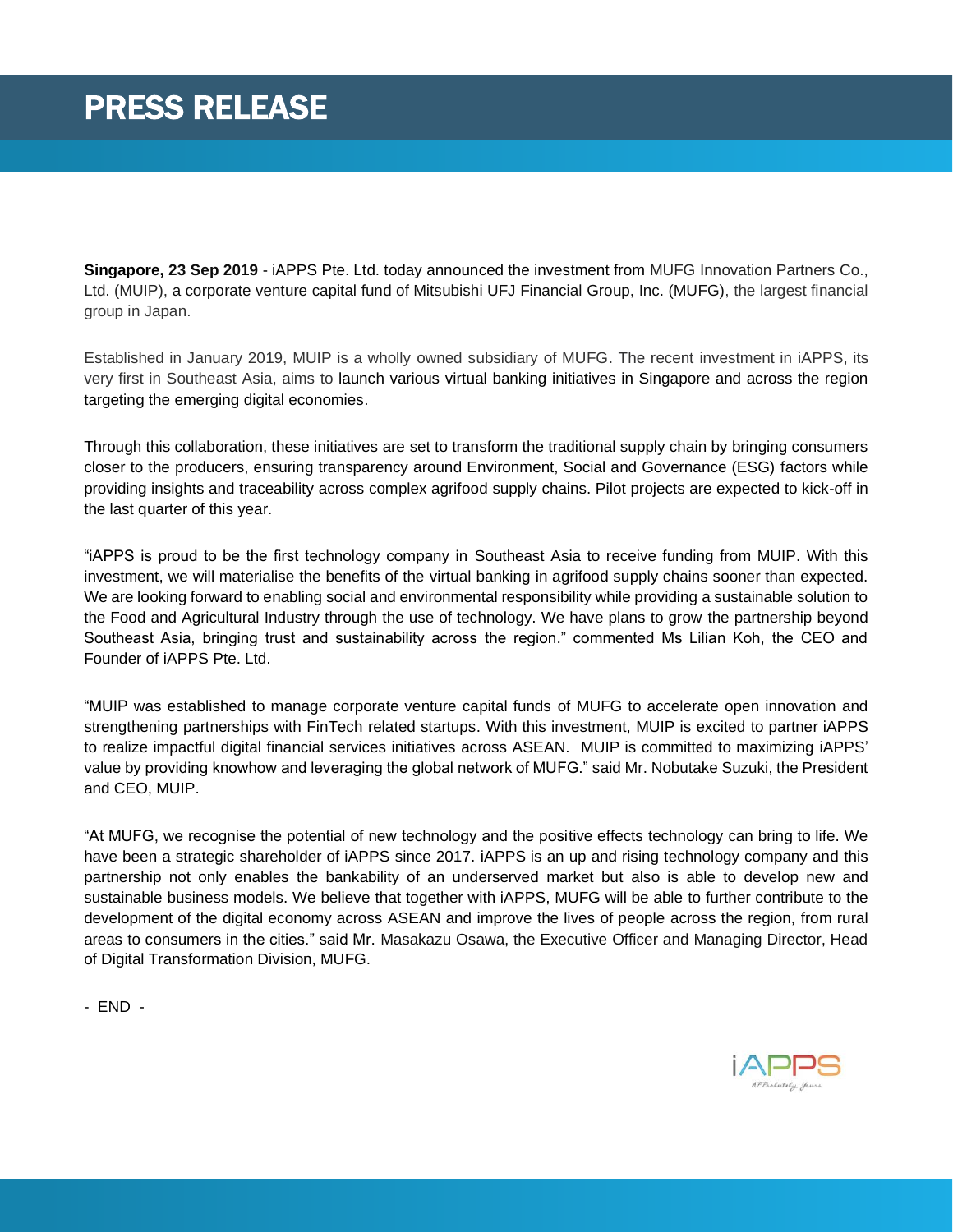# PRESS RELEASE

**Singapore, 23 Sep 2019** - iAPPS Pte. Ltd. today announced the investment from MUFG Innovation Partners Co., Ltd. (MUIP), a corporate venture capital fund of Mitsubishi UFJ Financial Group, Inc. (MUFG), the largest financial group in Japan.

Established in January 2019, MUIP is a wholly owned subsidiary of MUFG. The recent investment in iAPPS, its very first in Southeast Asia, aims to launch various virtual banking initiatives in Singapore and across the region targeting the emerging digital economies.

Through this collaboration, these initiatives are set to transform the traditional supply chain by bringing consumers closer to the producers, ensuring transparency around Environment, Social and Governance (ESG) factors while providing insights and traceability across complex agrifood supply chains. Pilot projects are expected to kick-off in the last quarter of this year.

"iAPPS is proud to be the first technology company in Southeast Asia to receive funding from MUIP. With this investment, we will materialise the benefits of the virtual banking in agrifood supply chains sooner than expected. We are looking forward to enabling social and environmental responsibility while providing a sustainable solution to the Food and Agricultural Industry through the use of technology. We have plans to grow the partnership beyond Southeast Asia, bringing trust and sustainability across the region." commented Ms Lilian Koh, the CEO and Founder of iAPPS Pte. Ltd.

"MUIP was established to manage corporate venture capital funds of MUFG to accelerate open innovation and strengthening partnerships with FinTech related startups. With this investment, MUIP is excited to partner iAPPS to realize impactful digital financial services initiatives across ASEAN. MUIP is committed to maximizing iAPPS' value by providing knowhow and leveraging the global network of MUFG." said Mr. Nobutake Suzuki, the President and CEO, MUIP.

"At MUFG, we recognise the potential of new technology and the positive effects technology can bring to life. We have been a strategic shareholder of iAPPS since 2017. iAPPS is an up and rising technology company and this partnership not only enables the bankability of an underserved market but also is able to develop new and sustainable business models. We believe that together with iAPPS, MUFG will be able to further contribute to the development of the digital economy across ASEAN and improve the lives of people across the region, from rural areas to consumers in the cities." said Mr. Masakazu Osawa, the Executive Officer and Managing Director, Head of Digital Transformation Division, MUFG.

\- END -

iAPPS

APPsolutely yours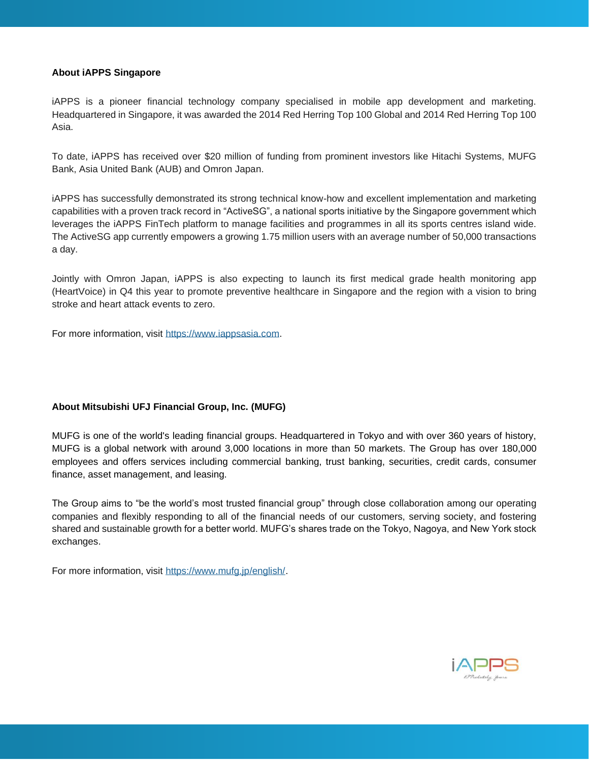**About iAPPS Singapore**

iAPPS is a pioneer financial technology company specialised in mobile app development and marketing. Headquartered in Singapore, it was awarded the 2014 Red Herring Top 100 Global and 2014 Red Herring Top 100 Asia.

To date, iAPPS has received over $20 million of funding from prominent investors like Hitachi Systems, MUFG Bank, Asia United Bank (AUB) and Omron Japan.

iAPPS has successfully demonstrated its strong technical know-how and excellent implementation and marketing capabilities with a proven track record in "ActiveSG", a national sports initiative by the Singapore government which leverages the iAPPS FinTech platform to manage facilities and programmes in all its sports centres island wide. The ActiveSG app currently empowers a growing 1.75 million users with an average number of 50,000 transactions a day.

Jointly with Omron Japan, iAPPS is also expecting to launch its first medical grade health monitoring app (HeartVoice) in Q4 this year to promote preventive healthcare in Singapore and the region with a vision to bring stroke and heart attack events to zero.

For more information, visit [https://www.iappsasia.com](https://www.iappsasia.com).

**About Mitsubishi UFJ Financial Group, Inc. (MUFG)**

MUFG is one of the world's leading financial groups. Headquartered in Tokyo and with over 360 years of history, MUFG is a global network with around 3,000 locations in more than 50 markets. The Group has over 180,000 employees and offers services including commercial banking, trust banking, securities, credit cards, consumer finance, asset management, and leasing.

The Group aims to "be the world's most trusted financial group" through close collaboration among our operating companies and flexibly responding to all of the financial needs of our customers, serving society, and fostering shared and sustainable growth for a better world. MUFG's shares trade on the Tokyo, Nagoya, and New York stock exchanges.

For more information, visit [https://www.mufg.jp/english/](https://www.mufg.jp/english/).